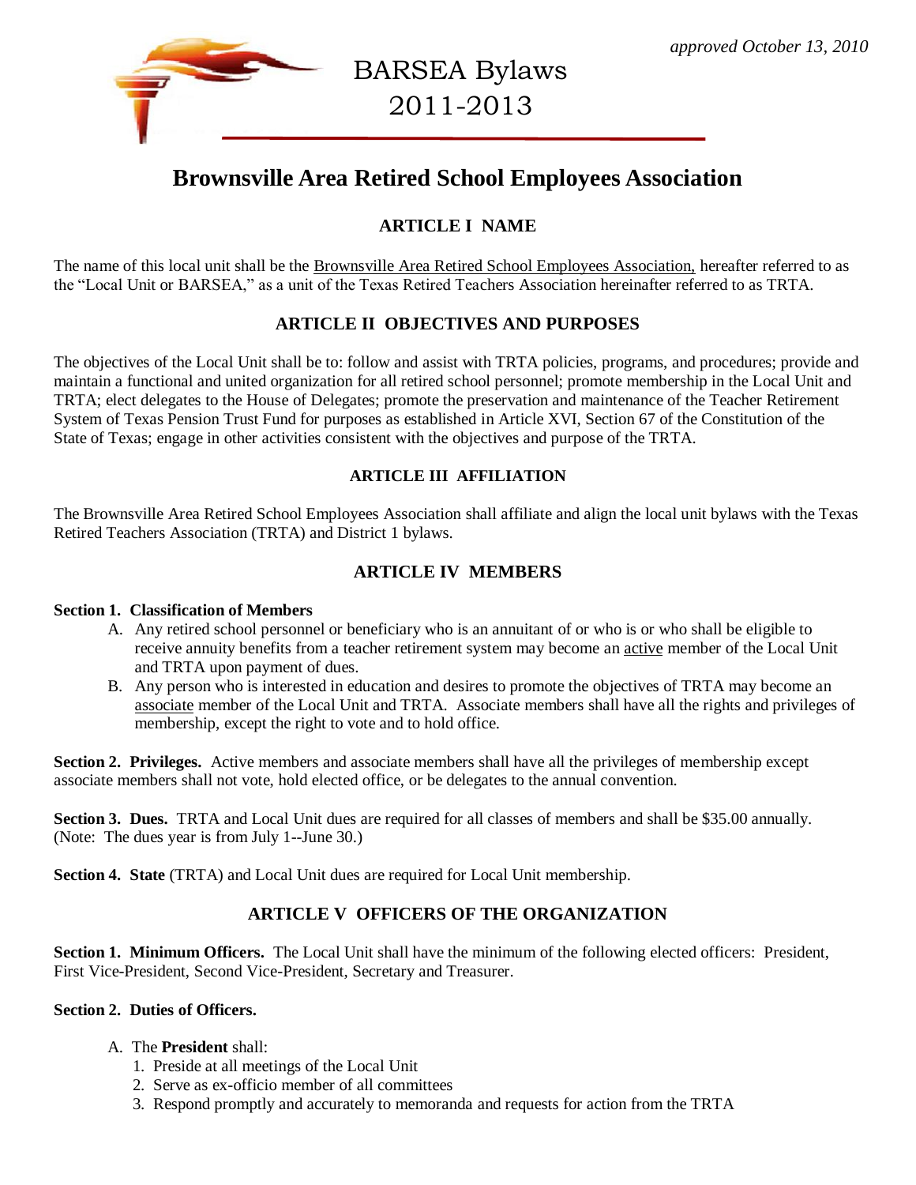*approved October 13, 2010*

# BARSEA Bylaws 2011-2013

## Brownsville Area Retired School Employees Association

### ARTICLE I NAME

The name of this local unit shall be the Brownsville Area Retired School Employees Association, hereafter referred to as the "Local Unit or BARSEA," as a unit of the Texas Retired Teachers Association hereinafter referred to as TRTA.

### ARTICLE II OBJECTIVES AND PURPOSES

The objectives of the Local Unit shall be to: follow and assist with TRTA policies, programs, and procedures; provide and maintain a functional and united organization for all retired school personnel; promote membership in the Local Unit and TRTA; elect delegates to the House of Delegates; promote the preservation and maintenance of the Teacher Retirement System of Texas Pension Trust Fund for purposes as established in Article XVI, Section 67 of the Constitution of the State of Texas; engage in other activities consistent with the objectives and purpose of the TRTA.

### ARTICLE III AFFILIATION

The Brownsville Area Retired School Employees Association shall affiliate and align the local unit bylaws with the Texas Retired Teachers Association (TRTA) and District 1 bylaws.

### ARTICLE IV MEMBERS

**Section 1. Classification of Members**

A. Any retired school personnel or beneficiary who is an annuitant of or who is or who shall be eligible to receive annuity benefits from a teacher retirement system may become an active member of the Local Unit and TRTA upon payment of dues.

B. Any person who is interested in education and desires to promote the objectives of TRTA may become an associate member of the Local Unit and TRTA. Associate members shall have all the rights and privileges of membership, except the right to vote and to hold office.

**Section 2. Privileges.** Active members and associate members shall have all the privileges of membership except associate members shall not vote, hold elected office, or be delegates to the annual convention.

**Section 3. Dues.** TRTA and Local Unit dues are required for all classes of members and shall be $35.00 annually. (Note: The dues year is from July 1--June 30.)

**Section 4. State** (TRTA) and Local Unit dues are required for Local Unit membership.

### ARTICLE V OFFICERS OF THE ORGANIZATION

**Section 1. Minimum Officers.** The Local Unit shall have the minimum of the following elected officers: President, First Vice-President, Second Vice-President, Secretary and Treasurer.

**Section 2. Duties of Officers.**

A. The **President** shall:

1. Preside at all meetings of the Local Unit
2. Serve as ex-officio member of all committees
3. Respond promptly and accurately to memoranda and requests for action from the TRTA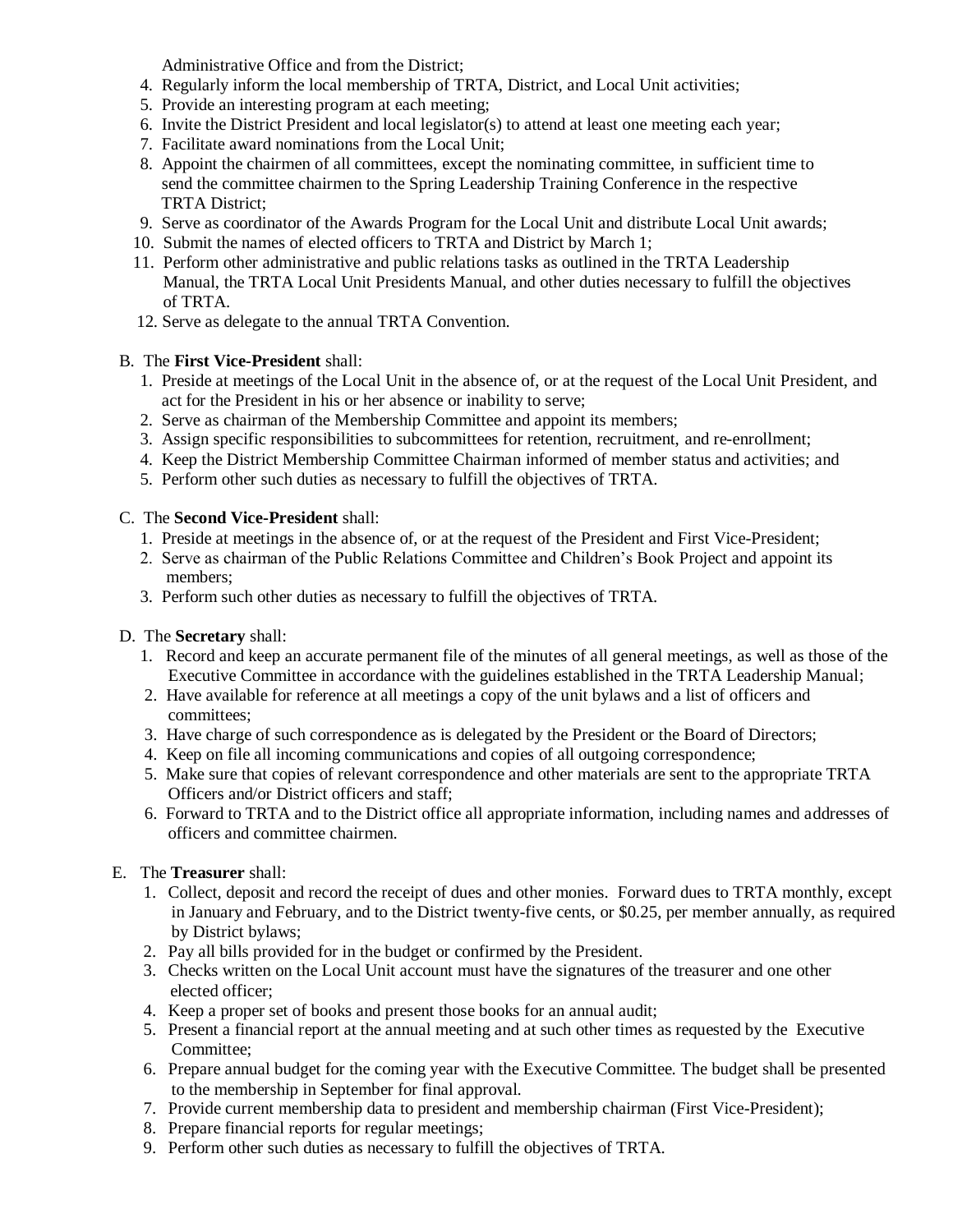Administrative Office and from the District;

4. Regularly inform the local membership of TRTA, District, and Local Unit activities;
5. Provide an interesting program at each meeting;
6. Invite the District President and local legislator(s) to attend at least one meeting each year;
7. Facilitate award nominations from the Local Unit;
8. Appoint the chairmen of all committees, except the nominating committee, in sufficient time to send the committee chairmen to the Spring Leadership Training Conference in the respective TRTA District;
9. Serve as coordinator of the Awards Program for the Local Unit and distribute Local Unit awards;
10. Submit the names of elected officers to TRTA and District by March 1;
11. Perform other administrative and public relations tasks as outlined in the TRTA Leadership Manual, the TRTA Local Unit Presidents Manual, and other duties necessary to fulfill the objectives of TRTA.
12. Serve as delegate to the annual TRTA Convention.

B. The **First Vice-President** shall:

1. Preside at meetings of the Local Unit in the absence of, or at the request of the Local Unit President, and act for the President in his or her absence or inability to serve;
2. Serve as chairman of the Membership Committee and appoint its members;
3. Assign specific responsibilities to subcommittees for retention, recruitment, and re-enrollment;
4. Keep the District Membership Committee Chairman informed of member status and activities; and
5. Perform other such duties as necessary to fulfill the objectives of TRTA.

C. The **Second Vice-President** shall:

1. Preside at meetings in the absence of, or at the request of the President and First Vice-President;
2. Serve as chairman of the Public Relations Committee and Children's Book Project and appoint its members;
3. Perform such other duties as necessary to fulfill the objectives of TRTA.

D. The **Secretary** shall:

1. Record and keep an accurate permanent file of the minutes of all general meetings, as well as those of the Executive Committee in accordance with the guidelines established in the TRTA Leadership Manual;
2. Have available for reference at all meetings a copy of the unit bylaws and a list of officers and committees;
3. Have charge of such correspondence as is delegated by the President or the Board of Directors;
4. Keep on file all incoming communications and copies of all outgoing correspondence;
5. Make sure that copies of relevant correspondence and other materials are sent to the appropriate TRTA Officers and/or District officers and staff;
6. Forward to TRTA and to the District office all appropriate information, including names and addresses of officers and committee chairmen.

E. The **Treasurer** shall:

1. Collect, deposit and record the receipt of dues and other monies. Forward dues to TRTA monthly, except in January and February, and to the District twenty-five cents, or $0.25, per member annually, as required by District bylaws;
2. Pay all bills provided for in the budget or confirmed by the President.
3. Checks written on the Local Unit account must have the signatures of the treasurer and one other elected officer;
4. Keep a proper set of books and present those books for an annual audit;
5. Present a financial report at the annual meeting and at such other times as requested by the Executive Committee;
6. Prepare annual budget for the coming year with the Executive Committee. The budget shall be presented to the membership in September for final approval.
7. Provide current membership data to president and membership chairman (First Vice-President);
8. Prepare financial reports for regular meetings;
9. Perform other such duties as necessary to fulfill the objectives of TRTA.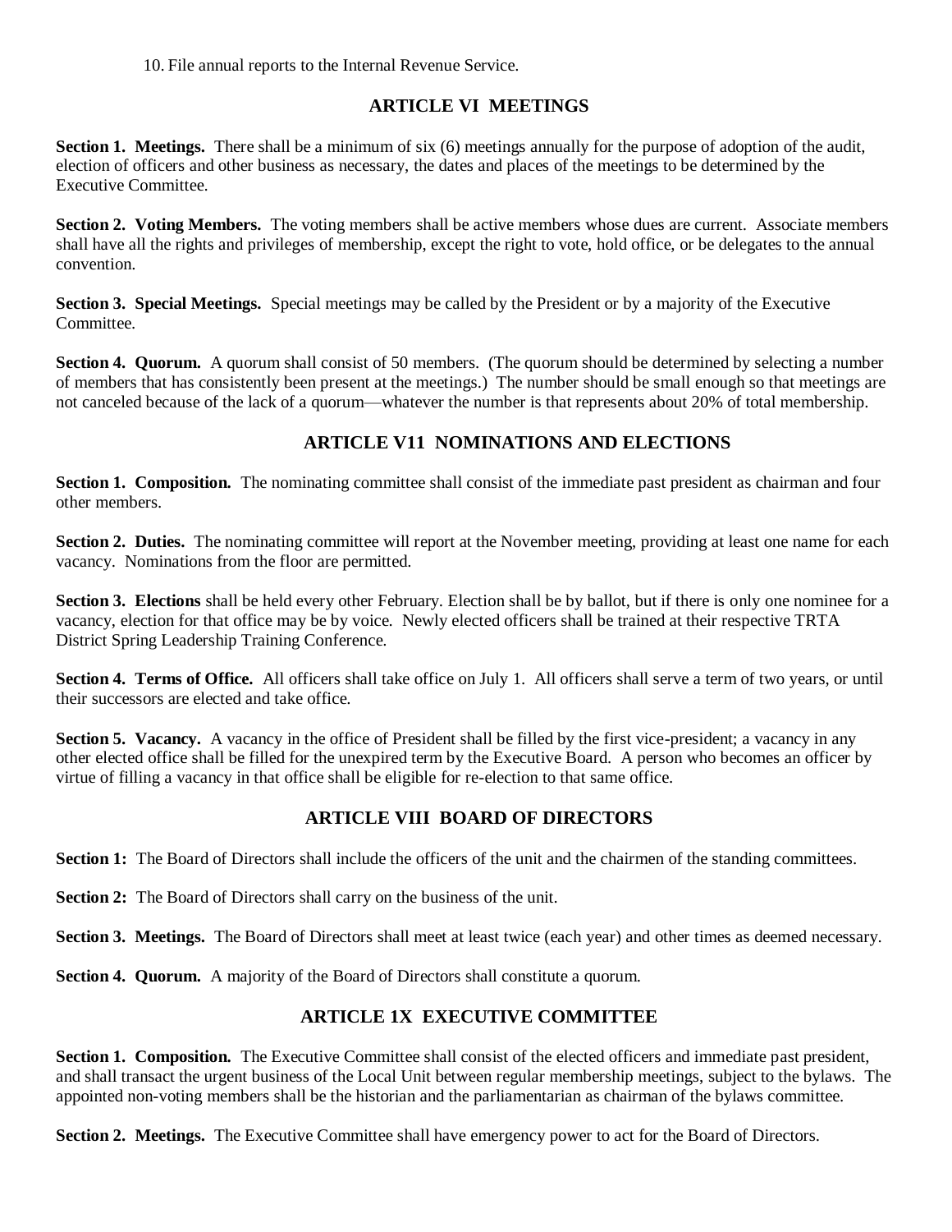10. File annual reports to the Internal Revenue Service.

## ARTICLE VI MEETINGS

**Section 1. Meetings.** There shall be a minimum of six (6) meetings annually for the purpose of adoption of the audit, election of officers and other business as necessary, the dates and places of the meetings to be determined by the Executive Committee.

**Section 2. Voting Members.** The voting members shall be active members whose dues are current. Associate members shall have all the rights and privileges of membership, except the right to vote, hold office, or be delegates to the annual convention.

**Section 3. Special Meetings.** Special meetings may be called by the President or by a majority of the Executive Committee.

**Section 4. Quorum.** A quorum shall consist of 50 members. (The quorum should be determined by selecting a number of members that has consistently been present at the meetings.) The number should be small enough so that meetings are not canceled because of the lack of a quorum—whatever the number is that represents about 20% of total membership.

## ARTICLE V11 NOMINATIONS AND ELECTIONS

**Section 1. Composition.** The nominating committee shall consist of the immediate past president as chairman and four other members.

**Section 2. Duties.** The nominating committee will report at the November meeting, providing at least one name for each vacancy. Nominations from the floor are permitted.

**Section 3. Elections** shall be held every other February. Election shall be by ballot, but if there is only one nominee for a vacancy, election for that office may be by voice. Newly elected officers shall be trained at their respective TRTA District Spring Leadership Training Conference.

**Section 4. Terms of Office.** All officers shall take office on July 1. All officers shall serve a term of two years, or until their successors are elected and take office.

**Section 5. Vacancy.** A vacancy in the office of President shall be filled by the first vice-president; a vacancy in any other elected office shall be filled for the unexpired term by the Executive Board. A person who becomes an officer by virtue of filling a vacancy in that office shall be eligible for re-election to that same office.

## ARTICLE VIII BOARD OF DIRECTORS

**Section 1:** The Board of Directors shall include the officers of the unit and the chairmen of the standing committees.

**Section 2:** The Board of Directors shall carry on the business of the unit.

**Section 3. Meetings.** The Board of Directors shall meet at least twice (each year) and other times as deemed necessary.

**Section 4. Quorum.** A majority of the Board of Directors shall constitute a quorum.

## ARTICLE 1X EXECUTIVE COMMITTEE

**Section 1. Composition.** The Executive Committee shall consist of the elected officers and immediate past president, and shall transact the urgent business of the Local Unit between regular membership meetings, subject to the bylaws. The appointed non-voting members shall be the historian and the parliamentarian as chairman of the bylaws committee.

**Section 2. Meetings.** The Executive Committee shall have emergency power to act for the Board of Directors.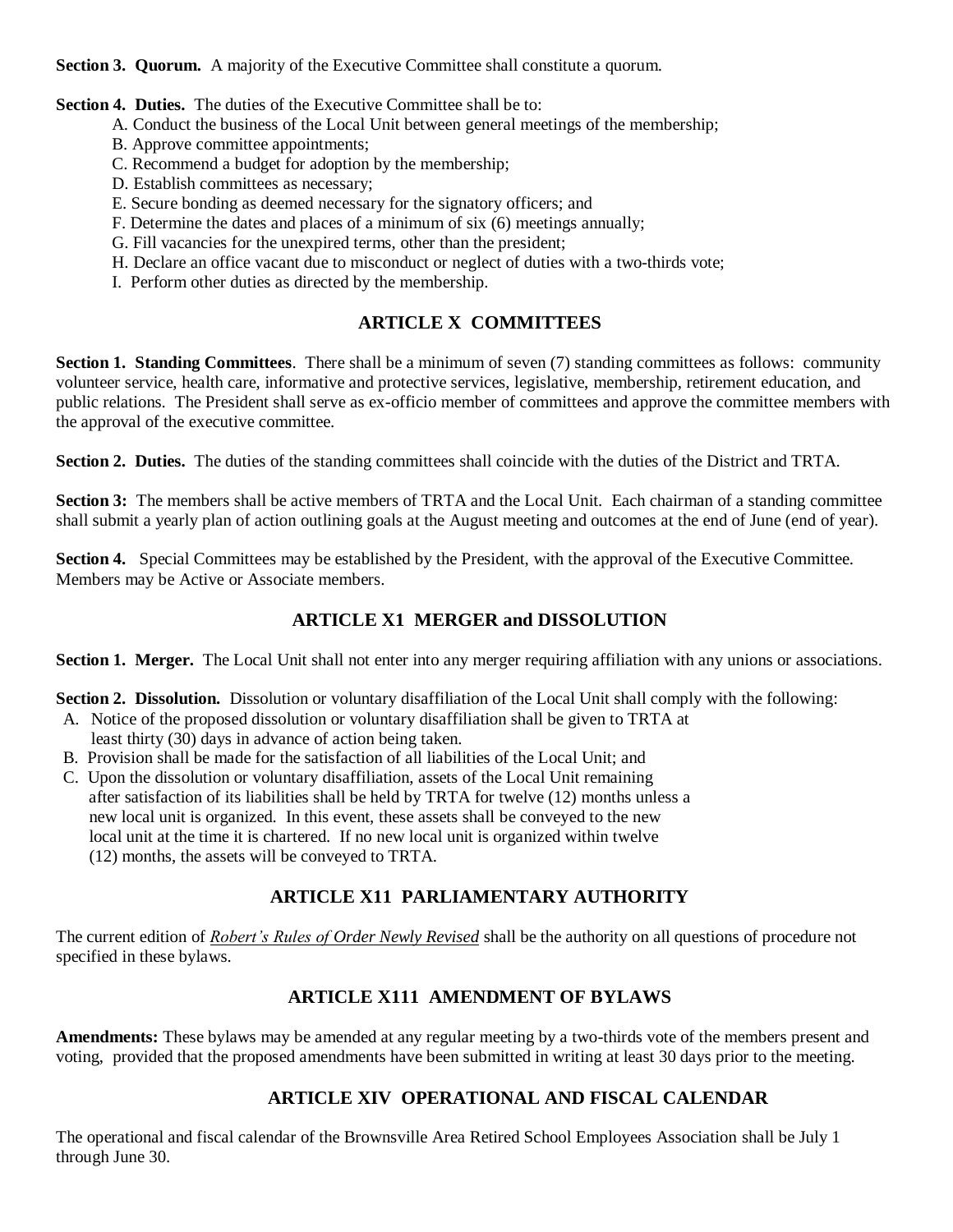**Section 3. Quorum.** A majority of the Executive Committee shall constitute a quorum.

**Section 4. Duties.** The duties of the Executive Committee shall be to:

A. Conduct the business of the Local Unit between general meetings of the membership;
B. Approve committee appointments;
C. Recommend a budget for adoption by the membership;
D. Establish committees as necessary;
E. Secure bonding as deemed necessary for the signatory officers; and
F. Determine the dates and places of a minimum of six (6) meetings annually;
G. Fill vacancies for the unexpired terms, other than the president;
H. Declare an office vacant due to misconduct or neglect of duties with a two-thirds vote;
I. Perform other duties as directed by the membership.

## ARTICLE X COMMITTEES

**Section 1. Standing Committees**. There shall be a minimum of seven (7) standing committees as follows: community volunteer service, health care, informative and protective services, legislative, membership, retirement education, and public relations. The President shall serve as ex-officio member of committees and approve the committee members with the approval of the executive committee.

**Section 2. Duties.** The duties of the standing committees shall coincide with the duties of the District and TRTA.

**Section 3:** The members shall be active members of TRTA and the Local Unit. Each chairman of a standing committee shall submit a yearly plan of action outlining goals at the August meeting and outcomes at the end of June (end of year).

**Section 4.** Special Committees may be established by the President, with the approval of the Executive Committee. Members may be Active or Associate members.

## ARTICLE X1 MERGER and DISSOLUTION

**Section 1. Merger.** The Local Unit shall not enter into any merger requiring affiliation with any unions or associations.

**Section 2. Dissolution.** Dissolution or voluntary disaffiliation of the Local Unit shall comply with the following:

A. Notice of the proposed dissolution or voluntary disaffiliation shall be given to TRTA at least thirty (30) days in advance of action being taken.
B. Provision shall be made for the satisfaction of all liabilities of the Local Unit; and
C. Upon the dissolution or voluntary disaffiliation, assets of the Local Unit remaining after satisfaction of its liabilities shall be held by TRTA for twelve (12) months unless a new local unit is organized. In this event, these assets shall be conveyed to the new local unit at the time it is chartered. If no new local unit is organized within twelve (12) months, the assets will be conveyed to TRTA.

## ARTICLE X11 PARLIAMENTARY AUTHORITY

The current edition of *Robert's Rules of Order Newly Revised* shall be the authority on all questions of procedure not specified in these bylaws.

## ARTICLE X111 AMENDMENT OF BYLAWS

**Amendments:** These bylaws may be amended at any regular meeting by a two-thirds vote of the members present and voting, provided that the proposed amendments have been submitted in writing at least 30 days prior to the meeting.

## ARTICLE XIV OPERATIONAL AND FISCAL CALENDAR

The operational and fiscal calendar of the Brownsville Area Retired School Employees Association shall be July 1 through June 30.